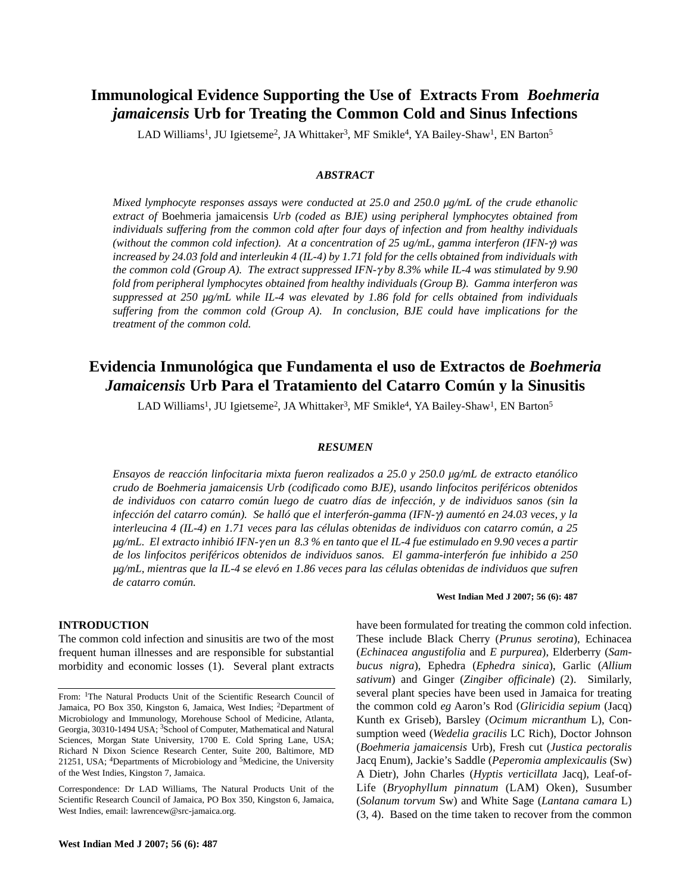# Immunological Evidence Supporting the Use of Extracts From *Boehmeria jamaicensis* Urb for Treating the Common Cold and Sinus Infections

LAD Williams[1], JU Igietseme[2], JA Whittaker[3], MF Smikle[4], YA Bailey-Shaw[1], EN Barton[5]

### *ABSTRACT*

*Mixed lymphocyte responses assays were conducted at 25.0 and 250.0 µg/mL of the crude ethanolic extract of* Boehmeria jamaicensis *Urb (coded as BJE) using peripheral lymphocytes obtained from individuals suffering from the common cold after four days of infection and from healthy individuals (without the common cold infection). At a concentration of 25 ug/mL, gamma interferon (IFN-γ) was increased by 24.03 fold and interleukin 4 (IL-4) by 1.71 fold for the cells obtained from individuals with the common cold (Group A). The extract suppressed IFN-γ by 8.3% while IL-4 was stimulated by 9.90 fold from peripheral lymphocytes obtained from healthy individuals (Group B). Gamma interferon was suppressed at 250 µg/mL while IL-4 was elevated by 1.86 fold for cells obtained from individuals suffering from the common cold (Group A). In conclusion, BJE could have implications for the treatment of the common cold.*

# Evidencia Inmunológica que Fundamenta el uso de Extractos de *Boehmeria Jamaicensis* Urb Para el Tratamiento del Catarro Común y la Sinusitis

LAD Williams[1], JU Igietseme[2], JA Whittaker[3], MF Smikle[4], YA Bailey-Shaw[1], EN Barton[5]

### *RESUMEN*

*Ensayos de reacción linfocitaria mixta fueron realizados a 25.0 y 250.0 µg/mL de extracto etanólico crudo de Boehmeria jamaicensis Urb (codificado como BJE), usando linfocitos periféricos obtenidos de individuos con catarro común luego de cuatro días de infección, y de individuos sanos (sin la infección del catarro común). Se halló que el interferón-gamma (IFN-γ) aumentó en 24.03 veces, y la interleucina 4 (IL-4) en 1.71 veces para las células obtenidas de individuos con catarro común, a 25 µg/mL. El extracto inhibió IFN-γ en un 8.3 % en tanto que el IL-4 fue estimulado en 9.90 veces a partir de los linfocitos periféricos obtenidos de individuos sanos. El gamma-interferón fue inhibido a 250 µg/mL, mientras que la IL-4 se elevó en 1.86 veces para las células obtenidas de individuos que sufren de catarro común.*

**West Indian Med J 2007; 56 (6): 487**

## INTRODUCTION

The common cold infection and sinusitis are two of the most frequent human illnesses and are responsible for substantial morbidity and economic losses (1). Several plant extracts have been formulated for treating the common cold infection. These include Black Cherry (*Prunus serotina*), Echinacea (*Echinacea angustifolia* and *E purpurea*), Elderberry (*Sambucus nigra*), Ephedra (*Ephedra sinica*), Garlic (*Allium sativum*) and Ginger (*Zingiber officinale*) (2). Similarly, several plant species have been used in Jamaica for treating the common cold *eg* Aaron's Rod (*Gliricidia sepium* (Jacq) Kunth ex Griseb), Barsley (*Ocimum micranthum* L), Consumption weed (*Wedelia gracilis* LC Rich), Doctor Johnson (*Boehmeria jamaicensis* Urb), Fresh cut (*Justica pectoralis* Jacq Enum), Jackie's Saddle (*Peperomia amplexicaulis* (Sw) A Dietr), John Charles (*Hyptis verticillata* Jacq), Leaf-of-Life (*Bryophyllum pinnatum* (LAM) Oken), Susumber (*Solanum torvum* Sw) and White Sage (*Lantana camara* L) (3, 4). Based on the time taken to recover from the common

---

From: [1]The Natural Products Unit of the Scientific Research Council of Jamaica, PO Box 350, Kingston 6, Jamaica, West Indies; [2]Department of Microbiology and Immunology, Morehouse School of Medicine, Atlanta, Georgia, 30310-1494 USA; [3]School of Computer, Mathematical and Natural Sciences, Morgan State University, 1700 E. Cold Spring Lane, USA; Richard N Dixon Science Research Center, Suite 200, Baltimore, MD 21251, USA; [4]Departments of Microbiology and [5]Medicine, the University of the West Indies, Kingston 7, Jamaica.

Correspondence: Dr LAD Williams, The Natural Products Unit of the Scientific Research Council of Jamaica, PO Box 350, Kingston 6, Jamaica, West Indies, email: lawrencew@src-jamaica.org.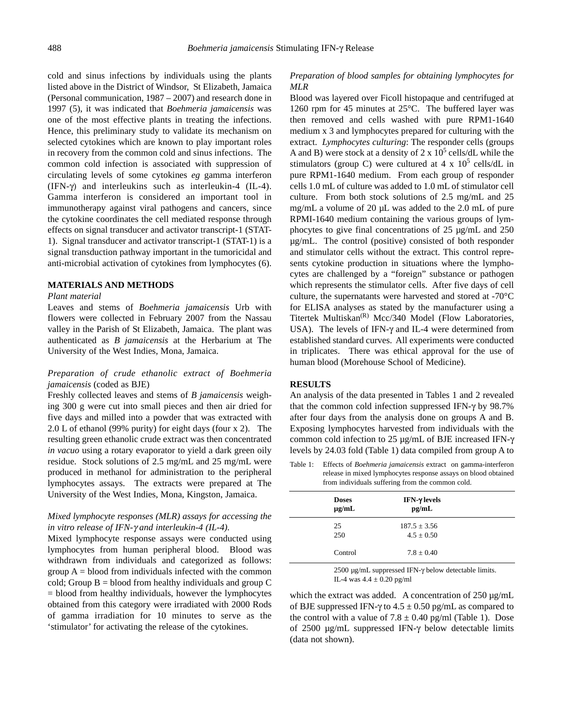cold and sinus infections by individuals using the plants listed above in the District of Windsor, St Elizabeth, Jamaica (Personal communication, 1987 – 2007) and research done in 1997 (5), it was indicated that *Boehmeria jamaicensis* was one of the most effective plants in treating the infections. Hence, this preliminary study to validate its mechanism on selected cytokines which are known to play important roles in recovery from the common cold and sinus infections. The common cold infection is associated with suppression of circulating levels of some cytokines *eg* gamma interferon (IFN-γ) and interleukins such as interleukin-4 (IL-4). Gamma interferon is considered an important tool in immunotherapy against viral pathogens and cancers, since the cytokine coordinates the cell mediated response through effects on signal transducer and activator transcript-1 (STAT-1). Signal transducer and activator transcript-1 (STAT-1) is a signal transduction pathway important in the tumoricidal and anti-microbial activation of cytokines from lymphocytes (6).

## MATERIALS AND METHODS

*Plant material*

Leaves and stems of *Boehmeria jamaicensis* Urb with flowers were collected in February 2007 from the Nassau valley in the Parish of St Elizabeth, Jamaica. The plant was authenticated as *B jamaicensis* at the Herbarium at The University of the West Indies, Mona, Jamaica.

*Preparation of crude ethanolic extract of Boehmeria jamaicensis* (coded as BJE)

Freshly collected leaves and stems of *B jamaicensis* weighing 300 g were cut into small pieces and then air dried for five days and milled into a powder that was extracted with 2.0 L of ethanol (99% purity) for eight days (four x 2). The resulting green ethanolic crude extract was then concentrated *in vacuo* using a rotary evaporator to yield a dark green oily residue. Stock solutions of 2.5 mg/mL and 25 mg/mL were produced in methanol for administration to the peripheral lymphocytes assays. The extracts were prepared at The University of the West Indies, Mona, Kingston, Jamaica.

*Mixed lymphocyte responses (MLR) assays for accessing the in vitro release of IFN-γ and interleukin-4 (IL-4).*

Mixed lymphocyte response assays were conducted using lymphocytes from human peripheral blood. Blood was withdrawn from individuals and categorized as follows: group A = blood from individuals infected with the common cold; Group B = blood from healthy individuals and group C = blood from healthy individuals, however the lymphocytes obtained from this category were irradiated with 2000 Rods of gamma irradiation for 10 minutes to serve as the 'stimulator' for activating the release of the cytokines.

*Preparation of blood samples for obtaining lymphocytes for MLR*

Blood was layered over Ficoll histopaque and centrifuged at 1260 rpm for 45 minutes at 25°C. The buffered layer was then removed and cells washed with pure RPM1-1640 medium x 3 and lymphocytes prepared for culturing with the extract. *Lymphocytes culturing*: The responder cells (groups A and B) were stock at a density of 2 x $10^5$ cells/dL while the stimulators (group C) were cultured at 4 x $10^5$ cells/dL in pure RPM1-1640 medium. From each group of responder cells 1.0 mL of culture was added to 1.0 mL of stimulator cell culture. From both stock solutions of 2.5 mg/mL and 25 mg/mL a volume of 20 µL was added to the 2.0 mL of pure RPMI-1640 medium containing the various groups of lymphocytes to give final concentrations of 25 µg/mL and 250 µg/mL. The control (positive) consisted of both responder and stimulator cells without the extract. This control represents cytokine production in situations where the lymphocytes are challenged by a "foreign" substance or pathogen which represents the stimulator cells. After five days of cell culture, the supernatants were harvested and stored at -70°C for ELISA analyses as stated by the manufacturer using a Titertek Multiskan(R) Mcc/340 Model (Flow Laboratories, USA). The levels of IFN-γ and IL-4 were determined from established standard curves. All experiments were conducted in triplicates. There was ethical approval for the use of human blood (Morehouse School of Medicine).

## RESULTS

An analysis of the data presented in Tables 1 and 2 revealed that the common cold infection suppressed IFN-γ by 98.7% after four days from the analysis done on groups A and B. Exposing lymphocytes harvested from individuals with the common cold infection to 25 µg/mL of BJE increased IFN-γ levels by 24.03 fold (Table 1) data compiled from group A to which the extract was added. A concentration of 250 µg/mL of BJE suppressed IFN-γ to 4.5 ± 0.50 pg/mL as compared to the control with a value of 7.8 ± 0.40 pg/ml (Table 1). Dose of 2500 µg/mL suppressed IFN-γ below detectable limits (data not shown).

Table 1: Effects of *Boehmeria jamaicensis* extract on gamma-interferon release in mixed lymphocytes response assays on blood obtained from individuals suffering from the common cold.

| Doses µg/mL | IFN-γ levels pg/mL |
|---|---|
| 25 | 187.5 ± 3.56 |
| 250 | 4.5 ± 0.50 |
| Control | 7.8 ± 0.40 |

2500 µg/mL suppressed IFN-γ below detectable limits.
IL-4 was 4.4 ± 0.20 pg/ml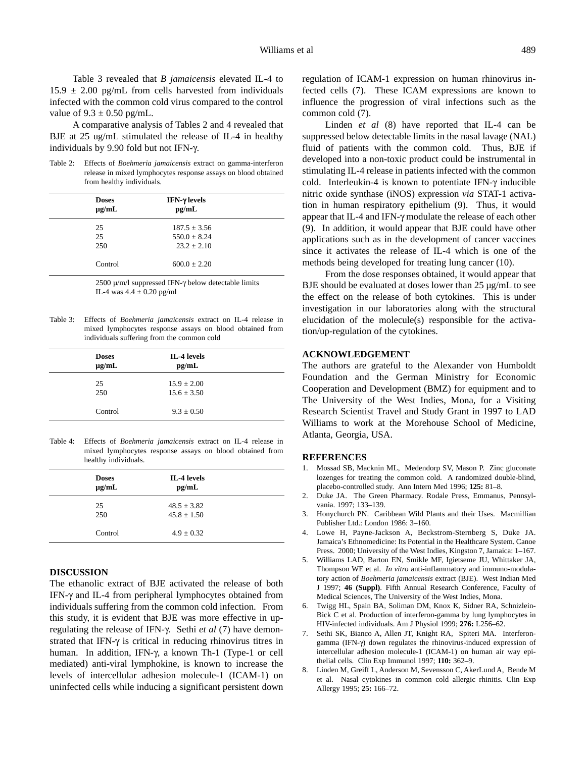Table 3 revealed that *B jamaicensis* elevated IL-4 to 15.9 ± 2.00 pg/mL from cells harvested from individuals infected with the common cold virus compared to the control value of 9.3 ± 0.50 pg/mL.

A comparative analysis of Tables 2 and 4 revealed that BJE at 25 ug/mL stimulated the release of IL-4 in healthy individuals by 9.90 fold but not IFN-γ.

Table 2: Effects of *Boehmeria jamaicensis* extract on gamma-interferon release in mixed lymphocytes response assays on blood obtained from healthy individuals.

| Doses µg/mL | IFN-γ levels pg/mL |
|---|---|
| 25 | 187.5 ± 3.56 |
| 25 | 550.0 ± 8.24 |
| 250 | 23.2 ± 2.10 |
| Control | 600.0 ± 2.20 |

2500 µ/m/l suppressed IFN-γ below detectable limits
IL-4 was 4.4 ± 0.20 pg/ml

Table 3: Effects of *Boehmeria jamaicensis* extract on IL-4 release in mixed lymphocytes response assays on blood obtained from individuals suffering from the common cold

| Doses µg/mL | IL-4 levels pg/mL |
|---|---|
| 25 | 15.9 ± 2.00 |
| 250 | 15.6 ± 3.50 |
| Control | 9.3 ± 0.50 |

Table 4: Effects of *Boehmeria jamaicensis* extract on IL-4 release in mixed lymphocytes response assays on blood obtained from healthy individuals.

| Doses µg/mL | IL-4 levels pg/mL |
|---|---|
| 25 | 48.5 ± 3.82 |
| 250 | 45.8 ± 1.50 |
| Control | 4.9 ± 0.32 |

## DISCUSSION

The ethanolic extract of BJE activated the release of both IFN-γ and IL-4 from peripheral lymphocytes obtained from individuals suffering from the common cold infection. From this study, it is evident that BJE was more effective in up-regulating the release of IFN-γ. Sethi *et al* (7) have demonstrated that IFN-γ is critical in reducing rhinovirus titres in human. In addition, IFN-γ, a known Th-1 (Type-1 or cell mediated) anti-viral lymphokine, is known to increase the levels of intercellular adhesion molecule-1 (ICAM-1) on uninfected cells while inducing a significant persistent down regulation of ICAM-1 expression on human rhinovirus infected cells (7). These ICAM expressions are known to influence the progression of viral infections such as the common cold (7).

Linden *et al* (8) have reported that IL-4 can be suppressed below detectable limits in the nasal lavage (NAL) fluid of patients with the common cold. Thus, BJE if developed into a non-toxic product could be instrumental in stimulating IL-4 release in patients infected with the common cold. Interleukin-4 is known to potentiate IFN-γ inducible nitric oxide synthase (iNOS) expression *via* STAT-1 activation in human respiratory epithelium (9). Thus, it would appear that IL-4 and IFN-γ modulate the release of each other (9). In addition, it would appear that BJE could have other applications such as in the development of cancer vaccines since it activates the release of IL-4 which is one of the methods being developed for treating lung cancer (10).

From the dose responses obtained, it would appear that BJE should be evaluated at doses lower than 25 µg/mL to see the effect on the release of both cytokines. This is under investigation in our laboratories along with the structural elucidation of the molecule(s) responsible for the activation/up-regulation of the cytokines.

## ACKNOWLEDGEMENT

The authors are grateful to the Alexander von Humboldt Foundation and the German Ministry for Economic Cooperation and Development (BMZ) for equipment and to The University of the West Indies, Mona, for a Visiting Research Scientist Travel and Study Grant in 1997 to LAD Williams to work at the Morehouse School of Medicine, Atlanta, Georgia, USA.

## REFERENCES

1. Mossad SB, Macknin ML, Medendorp SV, Mason P. Zinc gluconate lozenges for treating the common cold. A randomized double-blind, placebo-controlled study. Ann Intern Med 1996; **125:** 81–8.
2. Duke JA. The Green Pharmacy. Rodale Press, Emmanus, Pennsylvania. 1997; 133–139.
3. Honychurch PN. Caribbean Wild Plants and their Uses. Macmillian Publisher Ltd.: London 1986: 3–160.
4. Lowe H, Payne-Jackson A, Beckstrom-Sternberg S, Duke JA. Jamaica's Ethnomedicine: Its Potential in the Healthcare System. Canoe Press. 2000; University of the West Indies, Kingston 7, Jamaica: 1–167.
5. Williams LAD, Barton EN, Smikle MF, Igietseme JU, Whittaker JA, Thompson WE et al. *In vitro* anti-inflammatory and immuno-modulatory action of *Boehmeria jamaicensis* extract (BJE). West Indian Med J 1997; **46 (Suppl)**. Fifth Annual Research Conference, Faculty of Medical Sciences, The University of the West Indies, Mona.
6. Twigg HL, Spain BA, Soliman DM, Knox K, Sidner RA, Schnizlein-Bick C et al. Production of interferon-gamma by lung lymphocytes in HIV-infected individuals. Am J Physiol 1999; **276:** L256–62.
7. Sethi SK, Bianco A, Allen JT, Knight RA, Spiteri MA. Interferon-gamma (IFN-γ) down regulates the rhinovirus-induced expression of intercellular adhesion molecule-1 (ICAM-1) on human air way epithelial cells. Clin Exp Immunol 1997; **110:** 362–9.
8. Linden M, Greiff L, Anderson M, Sevensson C, AkerLund A, Bende M et al. Nasal cytokines in common cold allergic rhinitis. Clin Exp Allergy 1995; **25:** 166–72.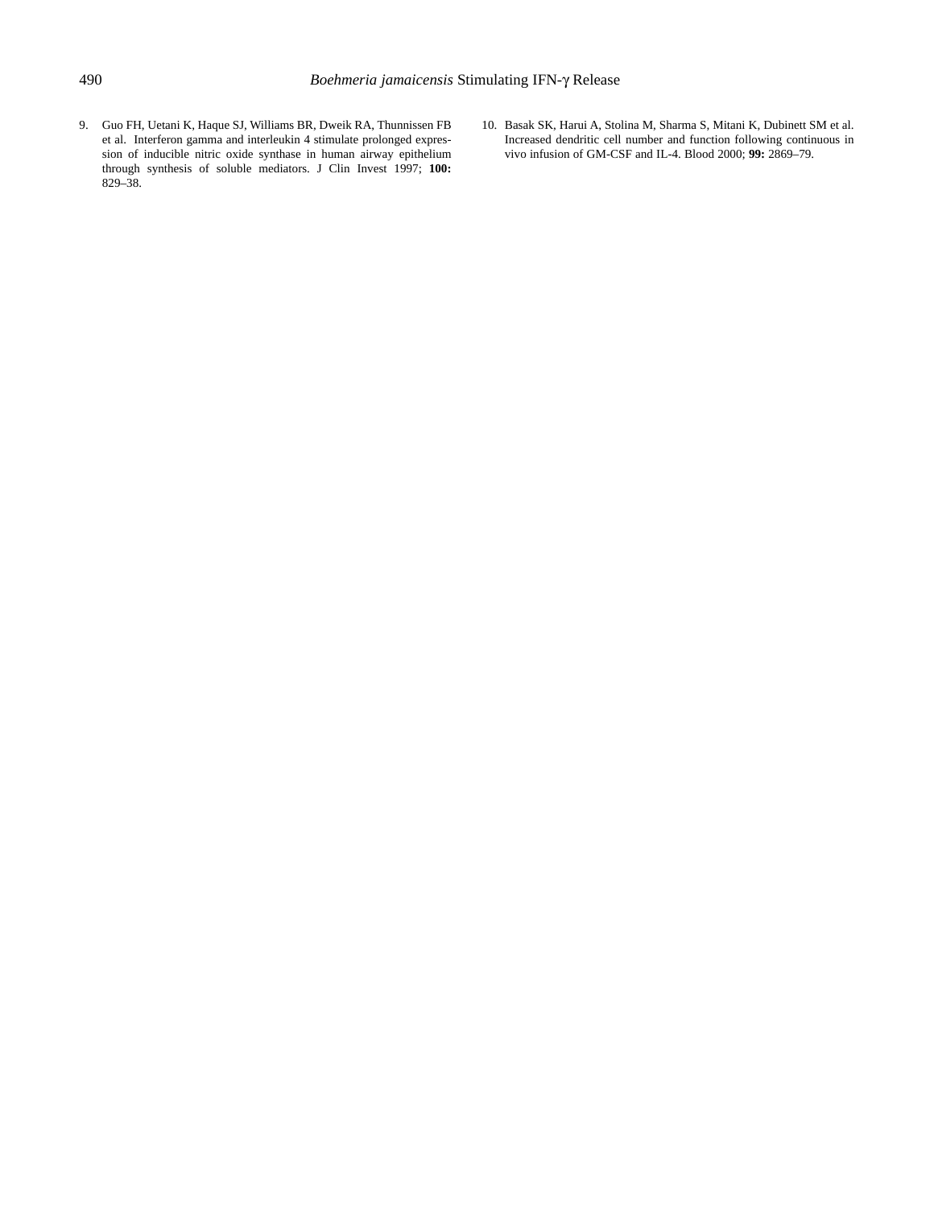9. Guo FH, Uetani K, Haque SJ, Williams BR, Dweik RA, Thunnissen FB et al. Interferon gamma and interleukin 4 stimulate prolonged expression of inducible nitric oxide synthase in human airway epithelium through synthesis of soluble mediators. J Clin Invest 1997; **100:** 829–38.

10. Basak SK, Harui A, Stolina M, Sharma S, Mitani K, Dubinett SM et al. Increased dendritic cell number and function following continuous in vivo infusion of GM-CSF and IL-4. Blood 2000; **99:** 2869–79.